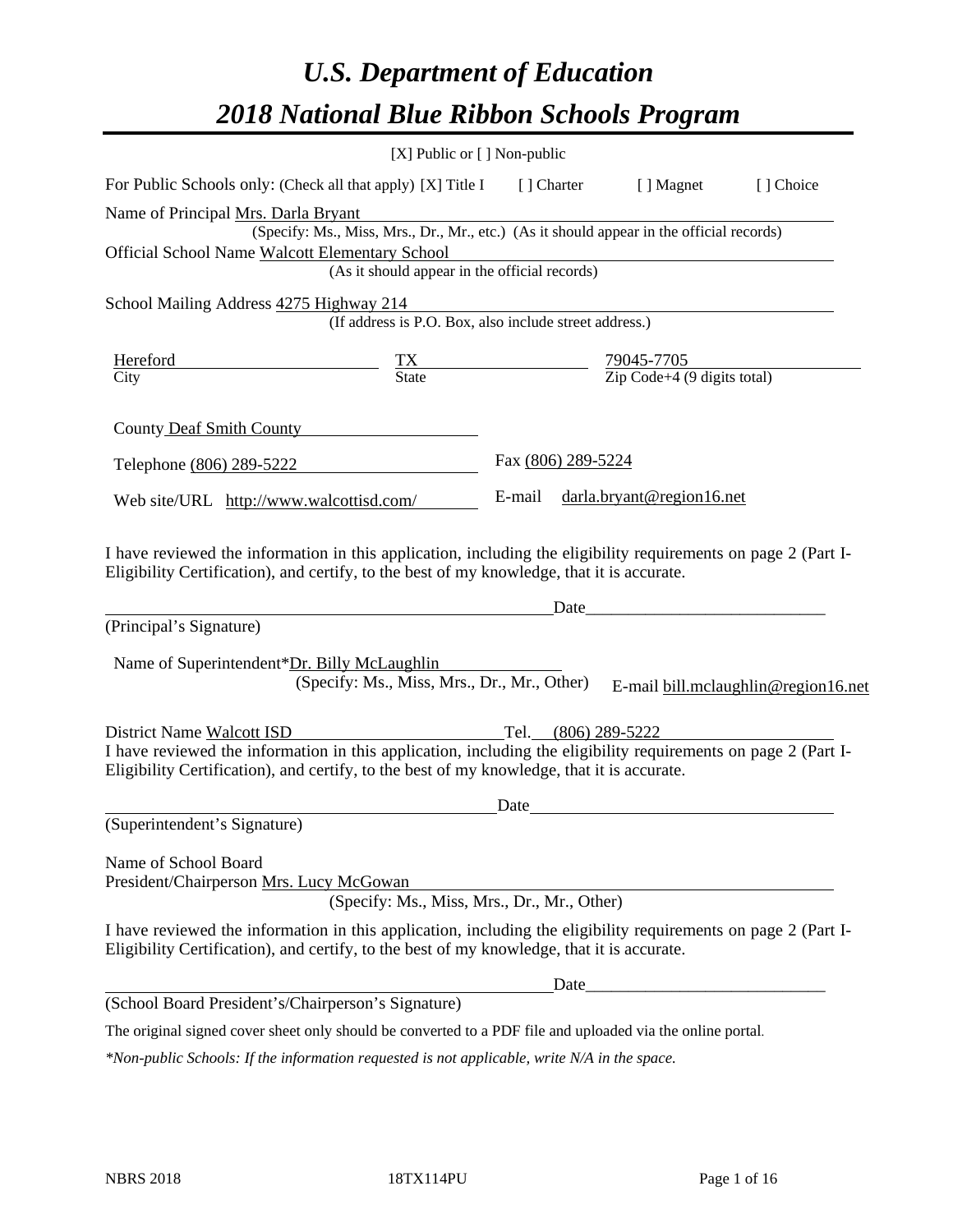# *U.S. Department of Education*
# *2018 National Blue Ribbon Schools Program*

[X] Public or [ ] Non-public

For Public Schools only: (Check all that apply) [X] Title I [ ] Charter [ ] Magnet [ ] Choice

Name of Principal Mrs. Darla Bryant
(Specify: Ms., Miss, Mrs., Dr., Mr., etc.) (As it should appear in the official records)

Official School Name Walcott Elementary School
(As it should appear in the official records)

School Mailing Address 4275 Highway 214
(If address is P.O. Box, also include street address.)

| Hereford | TX | 79045-7705 |
|---|---|---|
| City | State | Zip Code+4 (9 digits total) |

County Deaf Smith County

Telephone (806) 289-5222 Fax (806) 289-5224

Web site/URL http://www.walcottisd.com/ E-mail darla.bryant@region16.net

I have reviewed the information in this application, including the eligibility requirements on page 2 (Part I-Eligibility Certification), and certify, to the best of my knowledge, that it is accurate.

_______________________________________________ Date_________________________

(Principal's Signature)

Name of Superintendent*Dr. Billy McLaughlin
(Specify: Ms., Miss, Mrs., Dr., Mr., Other) E-mail bill.mclaughlin@region16.net

District Name Walcott ISD Tel. (806) 289-5222

I have reviewed the information in this application, including the eligibility requirements on page 2 (Part I-Eligibility Certification), and certify, to the best of my knowledge, that it is accurate.

_______________________________________________ Date_________________________

(Superintendent's Signature)

Name of School Board
President/Chairperson Mrs. Lucy McGowan
(Specify: Ms., Miss, Mrs., Dr., Mr., Other)

I have reviewed the information in this application, including the eligibility requirements on page 2 (Part I-Eligibility Certification), and certify, to the best of my knowledge, that it is accurate.

_______________________________________________ Date_________________________

(School Board President's/Chairperson's Signature)

The original signed cover sheet only should be converted to a PDF file and uploaded via the online portal.

*\*Non-public Schools: If the information requested is not applicable, write N/A in the space.*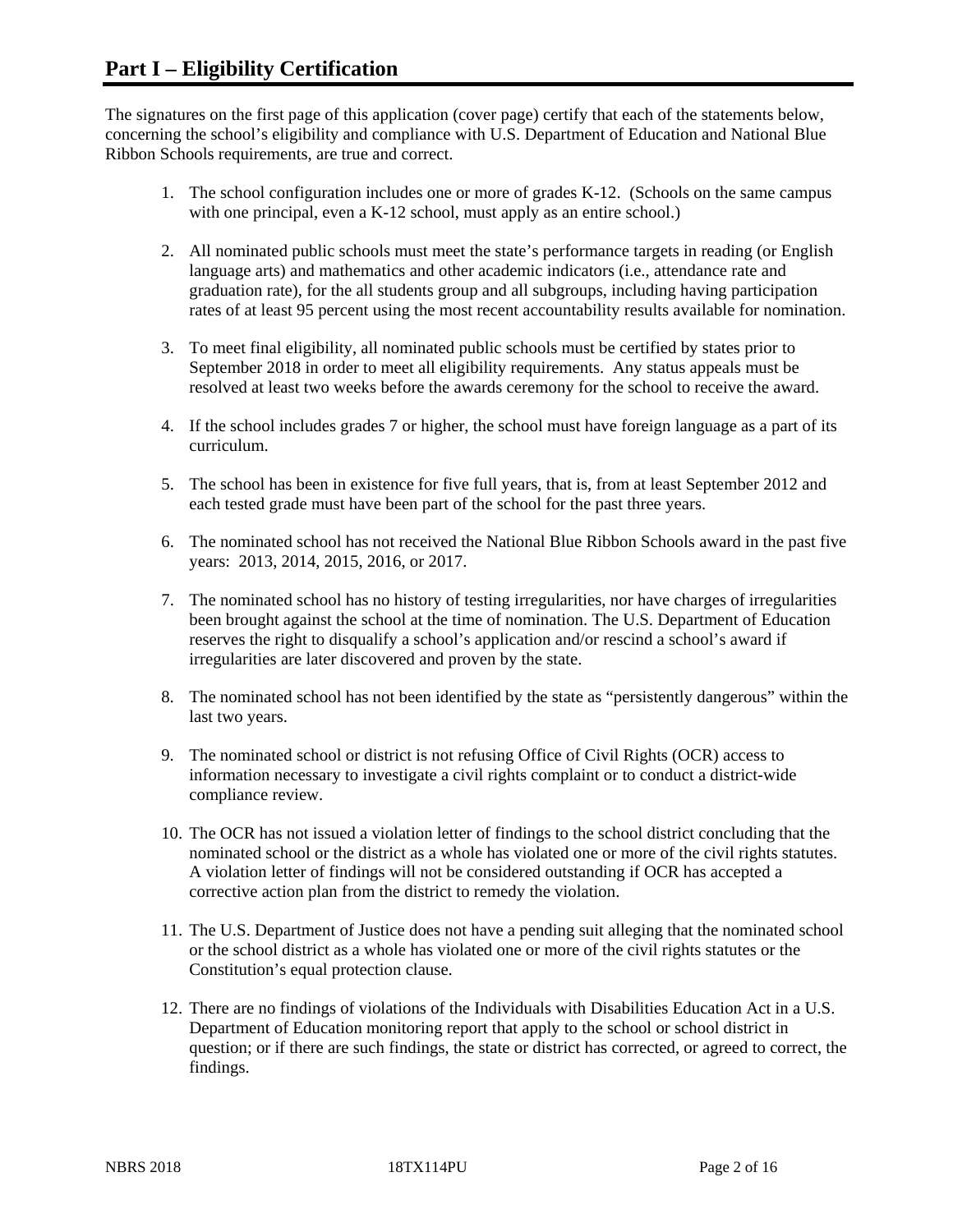# Part I – Eligibility Certification

The signatures on the first page of this application (cover page) certify that each of the statements below, concerning the school's eligibility and compliance with U.S. Department of Education and National Blue Ribbon Schools requirements, are true and correct.

1. The school configuration includes one or more of grades K-12. (Schools on the same campus with one principal, even a K-12 school, must apply as an entire school.)
2. All nominated public schools must meet the state's performance targets in reading (or English language arts) and mathematics and other academic indicators (i.e., attendance rate and graduation rate), for the all students group and all subgroups, including having participation rates of at least 95 percent using the most recent accountability results available for nomination.
3. To meet final eligibility, all nominated public schools must be certified by states prior to September 2018 in order to meet all eligibility requirements. Any status appeals must be resolved at least two weeks before the awards ceremony for the school to receive the award.
4. If the school includes grades 7 or higher, the school must have foreign language as a part of its curriculum.
5. The school has been in existence for five full years, that is, from at least September 2012 and each tested grade must have been part of the school for the past three years.
6. The nominated school has not received the National Blue Ribbon Schools award in the past five years: 2013, 2014, 2015, 2016, or 2017.
7. The nominated school has no history of testing irregularities, nor have charges of irregularities been brought against the school at the time of nomination. The U.S. Department of Education reserves the right to disqualify a school's application and/or rescind a school's award if irregularities are later discovered and proven by the state.
8. The nominated school has not been identified by the state as "persistently dangerous" within the last two years.
9. The nominated school or district is not refusing Office of Civil Rights (OCR) access to information necessary to investigate a civil rights complaint or to conduct a district-wide compliance review.
10. The OCR has not issued a violation letter of findings to the school district concluding that the nominated school or the district as a whole has violated one or more of the civil rights statutes. A violation letter of findings will not be considered outstanding if OCR has accepted a corrective action plan from the district to remedy the violation.
11. The U.S. Department of Justice does not have a pending suit alleging that the nominated school or the school district as a whole has violated one or more of the civil rights statutes or the Constitution's equal protection clause.
12. There are no findings of violations of the Individuals with Disabilities Education Act in a U.S. Department of Education monitoring report that apply to the school or school district in question; or if there are such findings, the state or district has corrected, or agreed to correct, the findings.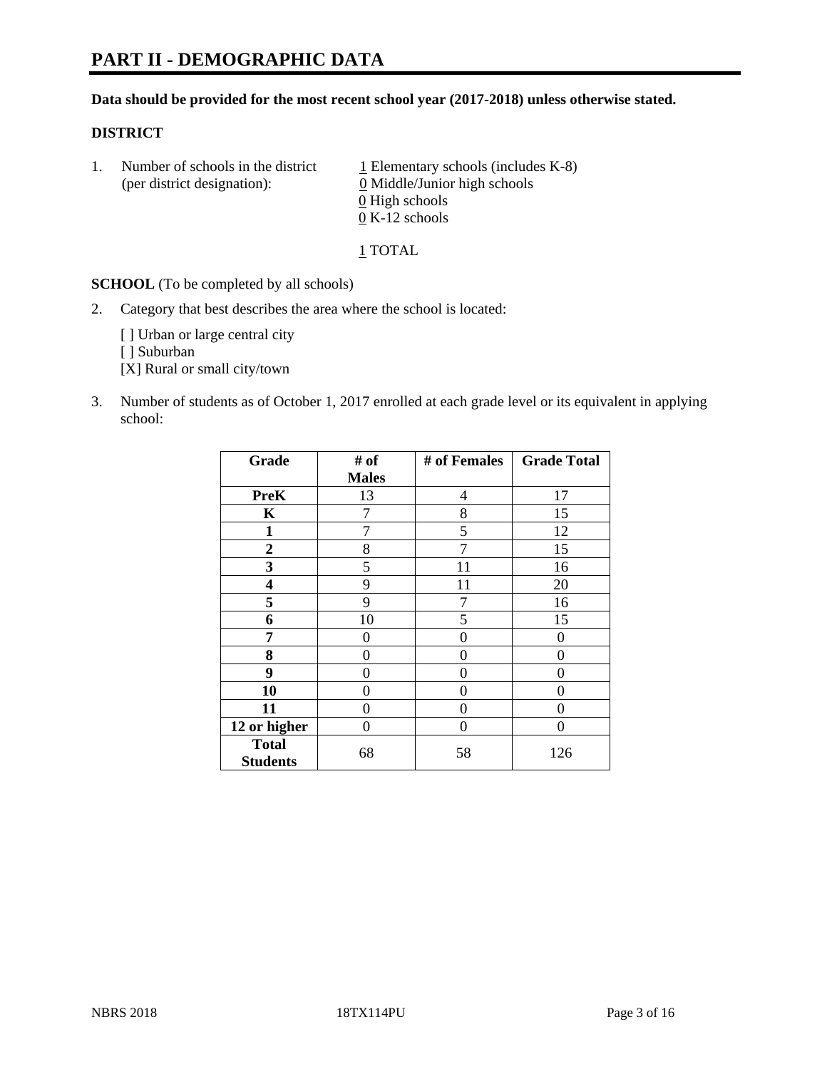# PART II - DEMOGRAPHIC DATA

**Data should be provided for the most recent school year (2017-2018) unless otherwise stated.**

**DISTRICT**

1. Number of schools in the district (per district designation):
   1 Elementary schools (includes K-8)
   0 Middle/Junior high schools
   0 High schools
   0 K-12 schools

   1 TOTAL

**SCHOOL** (To be completed by all schools)

2. Category that best describes the area where the school is located:

   [ ] Urban or large central city
   [ ] Suburban
   [X] Rural or small city/town

3. Number of students as of October 1, 2017 enrolled at each grade level or its equivalent in applying school:

| Grade | # of Males | # of Females | Grade Total |
|---|---|---|---|
| **PreK** | 13 | 4 | 17 |
| **K** | 7 | 8 | 15 |
| **1** | 7 | 5 | 12 |
| **2** | 8 | 7 | 15 |
| **3** | 5 | 11 | 16 |
| **4** | 9 | 11 | 20 |
| **5** | 9 | 7 | 16 |
| **6** | 10 | 5 | 15 |
| **7** | 0 | 0 | 0 |
| **8** | 0 | 0 | 0 |
| **9** | 0 | 0 | 0 |
| **10** | 0 | 0 | 0 |
| **11** | 0 | 0 | 0 |
| **12 or higher** | 0 | 0 | 0 |
| **Total Students** | 68 | 58 | 126 |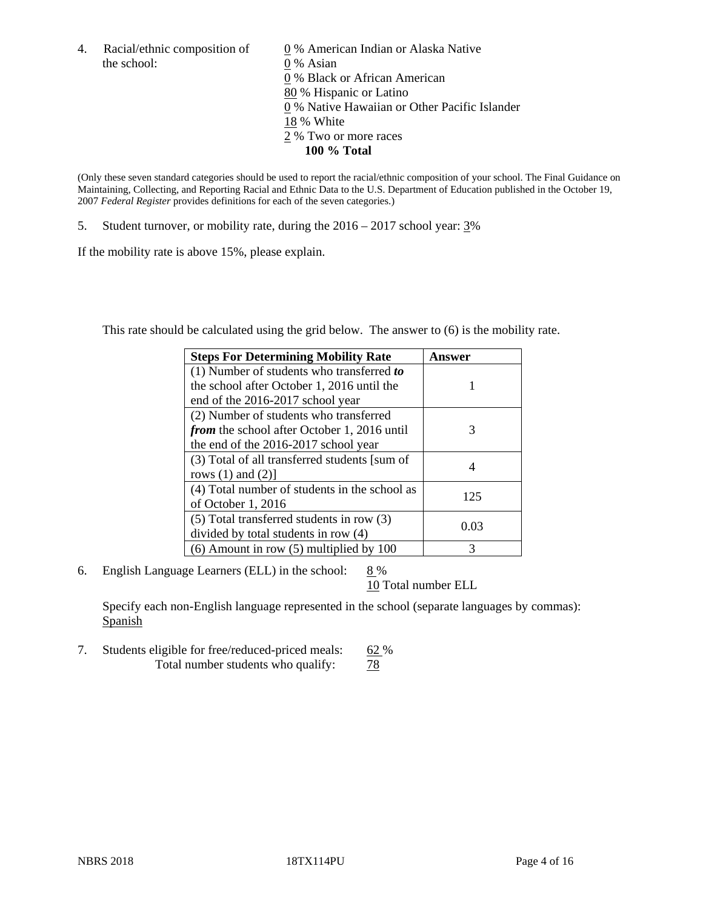4. Racial/ethnic composition of the school:

0 % American Indian or Alaska Native
0 % Asian
0 % Black or African American
80 % Hispanic or Latino
0 % Native Hawaiian or Other Pacific Islander
18 % White
2 % Two or more races
**100 % Total**

(Only these seven standard categories should be used to report the racial/ethnic composition of your school. The Final Guidance on Maintaining, Collecting, and Reporting Racial and Ethnic Data to the U.S. Department of Education published in the October 19, 2007 *Federal Register* provides definitions for each of the seven categories.)

5. Student turnover, or mobility rate, during the 2016 – 2017 school year: 3%

If the mobility rate is above 15%, please explain.

This rate should be calculated using the grid below. The answer to (6) is the mobility rate.

| **Steps For Determining Mobility Rate** | **Answer** |
|---|---|
| (1) Number of students who transferred ***to*** the school after October 1, 2016 until the end of the 2016-2017 school year | 1 |
| (2) Number of students who transferred ***from*** the school after October 1, 2016 until the end of the 2016-2017 school year | 3 |
| (3) Total of all transferred students [sum of rows (1) and (2)] | 4 |
| (4) Total number of students in the school as of October 1, 2016 | 125 |
| (5) Total transferred students in row (3) divided by total students in row (4) | 0.03 |
| (6) Amount in row (5) multiplied by 100 | 3 |

6. English Language Learners (ELL) in the school: 8 %
10 Total number ELL

Specify each non-English language represented in the school (separate languages by commas):
Spanish

7. Students eligible for free/reduced-priced meals: 62 %
Total number students who qualify: 78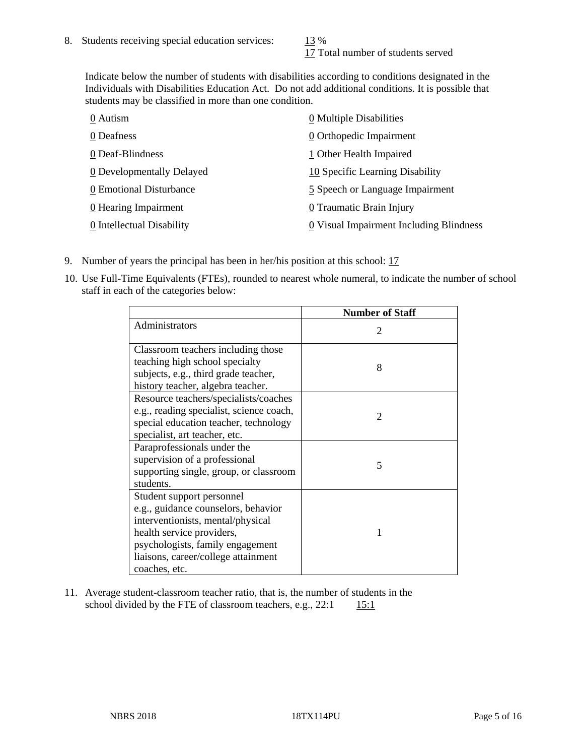8. Students receiving special education services: 13 %
   17 Total number of students served

   Indicate below the number of students with disabilities according to conditions designated in the Individuals with Disabilities Education Act. Do not add additional conditions. It is possible that students may be classified in more than one condition.

   0 Autism
   0 Deafness
   0 Deaf-Blindness
   0 Developmentally Delayed
   0 Emotional Disturbance
   0 Hearing Impairment
   0 Intellectual Disability
   0 Multiple Disabilities
   0 Orthopedic Impairment
   1 Other Health Impaired
   10 Specific Learning Disability
   5 Speech or Language Impairment
   0 Traumatic Brain Injury
   0 Visual Impairment Including Blindness

9. Number of years the principal has been in her/his position at this school: 17

10. Use Full-Time Equivalents (FTEs), rounded to nearest whole numeral, to indicate the number of school staff in each of the categories below:

| | Number of Staff |
|---|---|
| Administrators | 2 |
| Classroom teachers including those teaching high school specialty subjects, e.g., third grade teacher, history teacher, algebra teacher. | 8 |
| Resource teachers/specialists/coaches e.g., reading specialist, science coach, special education teacher, technology specialist, art teacher, etc. | 2 |
| Paraprofessionals under the supervision of a professional supporting single, group, or classroom students. | 5 |
| Student support personnel e.g., guidance counselors, behavior interventionists, mental/physical health service providers, psychologists, family engagement liaisons, career/college attainment coaches, etc. | 1 |

11. Average student-classroom teacher ratio, that is, the number of students in the school divided by the FTE of classroom teachers, e.g., 22:1 15:1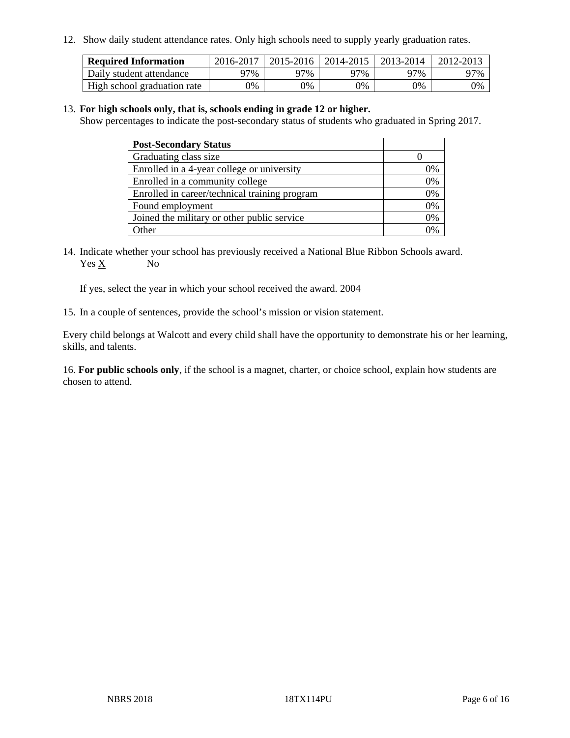12. Show daily student attendance rates. Only high schools need to supply yearly graduation rates.

| **Required Information** | 2016-2017 | 2015-2016 | 2014-2015 | 2013-2014 | 2012-2013 |
|---|---|---|---|---|---|
| Daily student attendance | 97% | 97% | 97% | 97% | 97% |
| High school graduation rate | 0% | 0% | 0% | 0% | 0% |

13. **For high schools only, that is, schools ending in grade 12 or higher.**
Show percentages to indicate the post-secondary status of students who graduated in Spring 2017.

| **Post-Secondary Status** | |
|---|---|
| Graduating class size | 0 |
| Enrolled in a 4-year college or university | 0% |
| Enrolled in a community college | 0% |
| Enrolled in career/technical training program | 0% |
| Found employment | 0% |
| Joined the military or other public service | 0% |
| Other | 0% |

14. Indicate whether your school has previously received a National Blue Ribbon Schools award.
Yes X No

If yes, select the year in which your school received the award. 2004

15. In a couple of sentences, provide the school's mission or vision statement.

Every child belongs at Walcott and every child shall have the opportunity to demonstrate his or her learning, skills, and talents.

16. **For public schools only**, if the school is a magnet, charter, or choice school, explain how students are chosen to attend.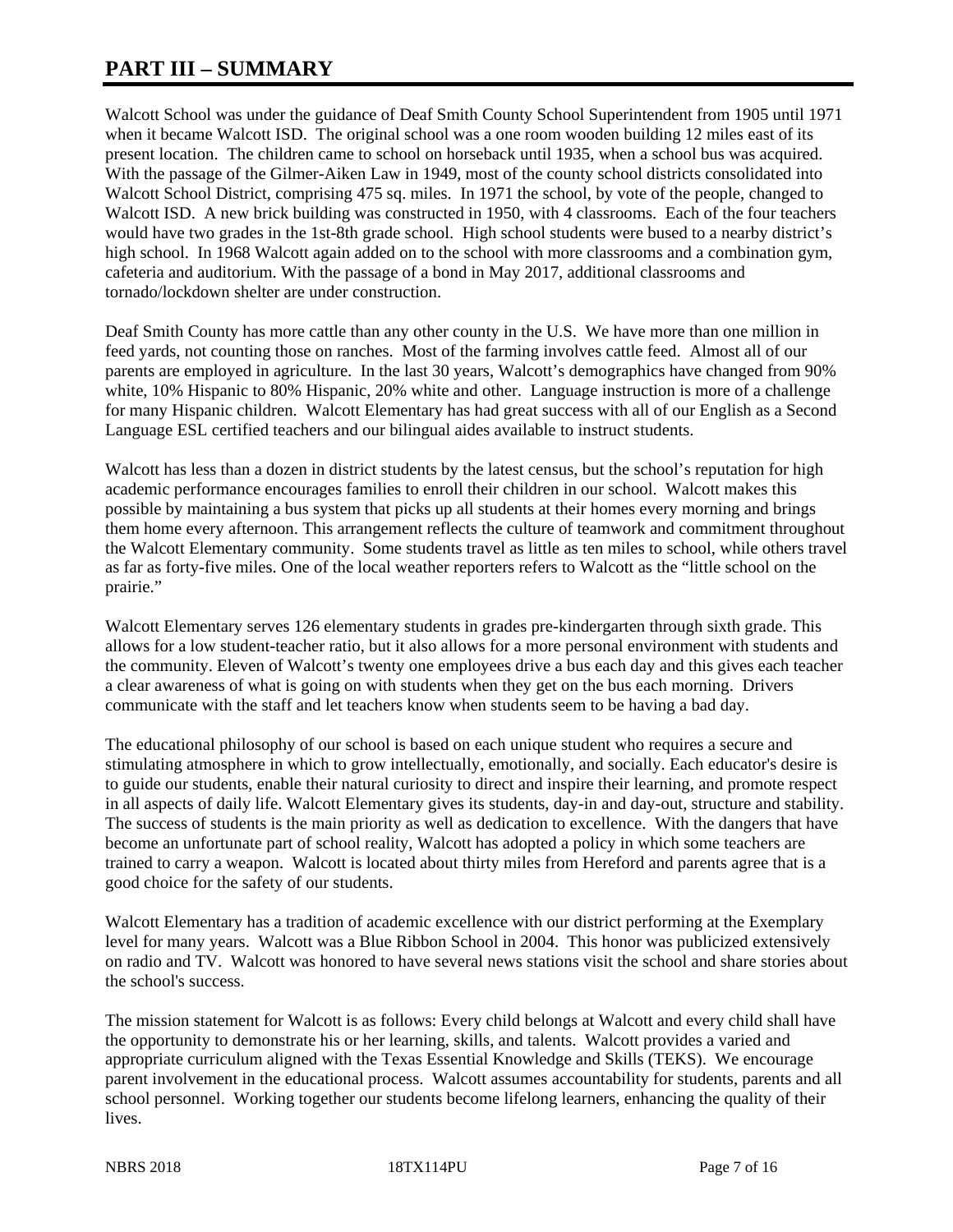# PART III – SUMMARY

Walcott School was under the guidance of Deaf Smith County School Superintendent from 1905 until 1971 when it became Walcott ISD. The original school was a one room wooden building 12 miles east of its present location. The children came to school on horseback until 1935, when a school bus was acquired. With the passage of the Gilmer-Aiken Law in 1949, most of the county school districts consolidated into Walcott School District, comprising 475 sq. miles. In 1971 the school, by vote of the people, changed to Walcott ISD. A new brick building was constructed in 1950, with 4 classrooms. Each of the four teachers would have two grades in the 1st-8th grade school. High school students were bused to a nearby district's high school. In 1968 Walcott again added on to the school with more classrooms and a combination gym, cafeteria and auditorium. With the passage of a bond in May 2017, additional classrooms and tornado/lockdown shelter are under construction.

Deaf Smith County has more cattle than any other county in the U.S. We have more than one million in feed yards, not counting those on ranches. Most of the farming involves cattle feed. Almost all of our parents are employed in agriculture. In the last 30 years, Walcott's demographics have changed from 90% white, 10% Hispanic to 80% Hispanic, 20% white and other. Language instruction is more of a challenge for many Hispanic children. Walcott Elementary has had great success with all of our English as a Second Language ESL certified teachers and our bilingual aides available to instruct students.

Walcott has less than a dozen in district students by the latest census, but the school's reputation for high academic performance encourages families to enroll their children in our school. Walcott makes this possible by maintaining a bus system that picks up all students at their homes every morning and brings them home every afternoon. This arrangement reflects the culture of teamwork and commitment throughout the Walcott Elementary community. Some students travel as little as ten miles to school, while others travel as far as forty-five miles. One of the local weather reporters refers to Walcott as the "little school on the prairie."

Walcott Elementary serves 126 elementary students in grades pre-kindergarten through sixth grade. This allows for a low student-teacher ratio, but it also allows for a more personal environment with students and the community. Eleven of Walcott's twenty one employees drive a bus each day and this gives each teacher a clear awareness of what is going on with students when they get on the bus each morning. Drivers communicate with the staff and let teachers know when students seem to be having a bad day.

The educational philosophy of our school is based on each unique student who requires a secure and stimulating atmosphere in which to grow intellectually, emotionally, and socially. Each educator's desire is to guide our students, enable their natural curiosity to direct and inspire their learning, and promote respect in all aspects of daily life. Walcott Elementary gives its students, day-in and day-out, structure and stability. The success of students is the main priority as well as dedication to excellence. With the dangers that have become an unfortunate part of school reality, Walcott has adopted a policy in which some teachers are trained to carry a weapon. Walcott is located about thirty miles from Hereford and parents agree that is a good choice for the safety of our students.

Walcott Elementary has a tradition of academic excellence with our district performing at the Exemplary level for many years. Walcott was a Blue Ribbon School in 2004. This honor was publicized extensively on radio and TV. Walcott was honored to have several news stations visit the school and share stories about the school's success.

The mission statement for Walcott is as follows: Every child belongs at Walcott and every child shall have the opportunity to demonstrate his or her learning, skills, and talents. Walcott provides a varied and appropriate curriculum aligned with the Texas Essential Knowledge and Skills (TEKS). We encourage parent involvement in the educational process. Walcott assumes accountability for students, parents and all school personnel. Working together our students become lifelong learners, enhancing the quality of their lives.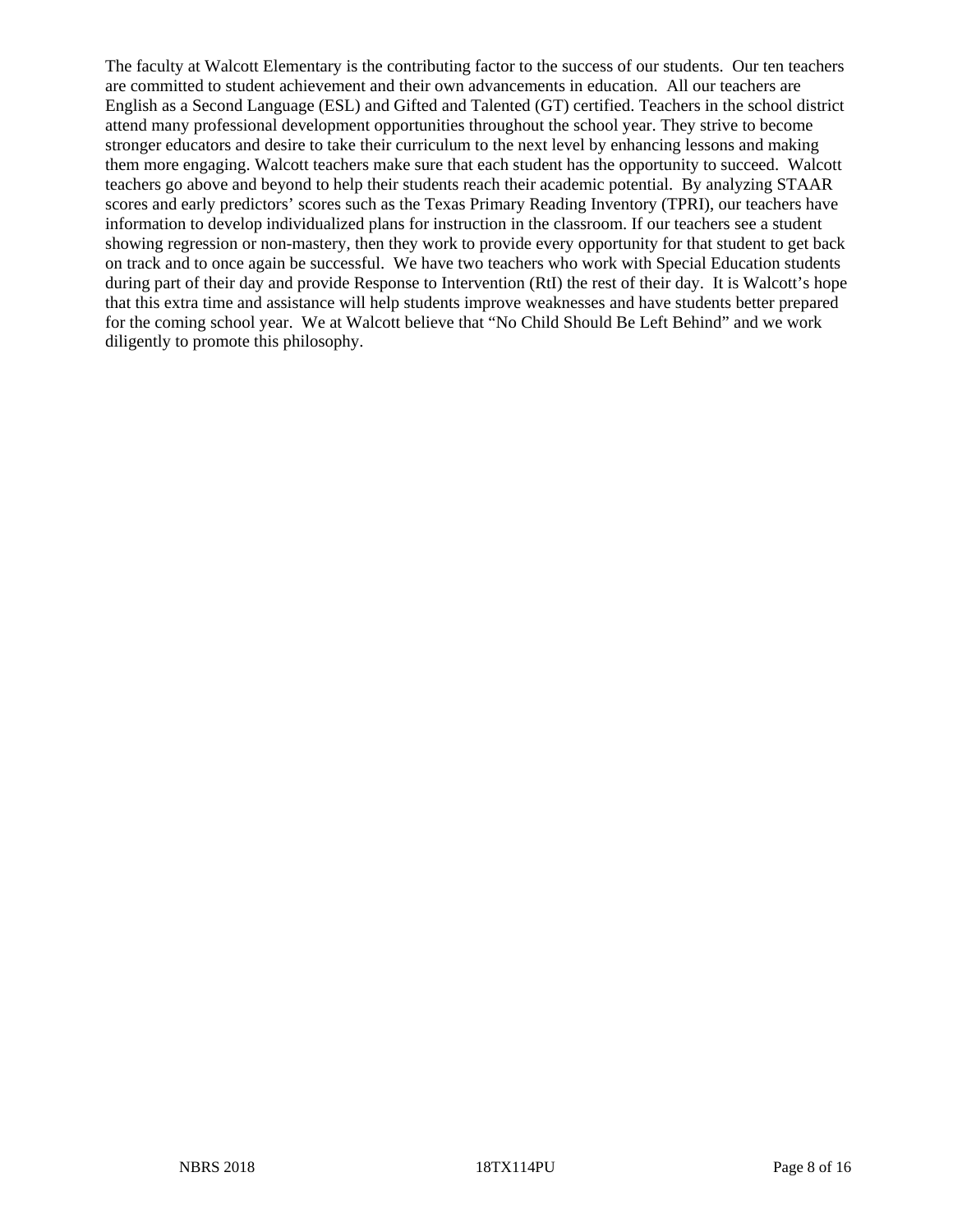The faculty at Walcott Elementary is the contributing factor to the success of our students. Our ten teachers are committed to student achievement and their own advancements in education. All our teachers are English as a Second Language (ESL) and Gifted and Talented (GT) certified. Teachers in the school district attend many professional development opportunities throughout the school year. They strive to become stronger educators and desire to take their curriculum to the next level by enhancing lessons and making them more engaging. Walcott teachers make sure that each student has the opportunity to succeed. Walcott teachers go above and beyond to help their students reach their academic potential. By analyzing STAAR scores and early predictors' scores such as the Texas Primary Reading Inventory (TPRI), our teachers have information to develop individualized plans for instruction in the classroom. If our teachers see a student showing regression or non-mastery, then they work to provide every opportunity for that student to get back on track and to once again be successful. We have two teachers who work with Special Education students during part of their day and provide Response to Intervention (RtI) the rest of their day. It is Walcott's hope that this extra time and assistance will help students improve weaknesses and have students better prepared for the coming school year. We at Walcott believe that "No Child Should Be Left Behind" and we work diligently to promote this philosophy.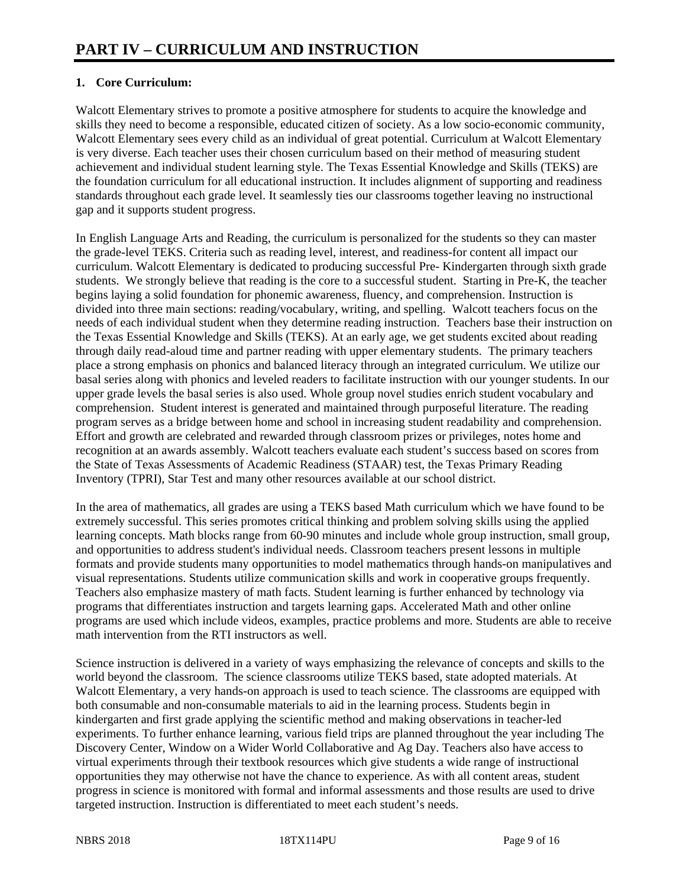# PART IV – CURRICULUM AND INSTRUCTION

## 1. Core Curriculum:

Walcott Elementary strives to promote a positive atmosphere for students to acquire the knowledge and skills they need to become a responsible, educated citizen of society. As a low socio-economic community, Walcott Elementary sees every child as an individual of great potential. Curriculum at Walcott Elementary is very diverse. Each teacher uses their chosen curriculum based on their method of measuring student achievement and individual student learning style. The Texas Essential Knowledge and Skills (TEKS) are the foundation curriculum for all educational instruction. It includes alignment of supporting and readiness standards throughout each grade level. It seamlessly ties our classrooms together leaving no instructional gap and it supports student progress.

In English Language Arts and Reading, the curriculum is personalized for the students so they can master the grade-level TEKS. Criteria such as reading level, interest, and readiness-for content all impact our curriculum. Walcott Elementary is dedicated to producing successful Pre- Kindergarten through sixth grade students. We strongly believe that reading is the core to a successful student. Starting in Pre-K, the teacher begins laying a solid foundation for phonemic awareness, fluency, and comprehension. Instruction is divided into three main sections: reading/vocabulary, writing, and spelling. Walcott teachers focus on the needs of each individual student when they determine reading instruction. Teachers base their instruction on the Texas Essential Knowledge and Skills (TEKS). At an early age, we get students excited about reading through daily read-aloud time and partner reading with upper elementary students. The primary teachers place a strong emphasis on phonics and balanced literacy through an integrated curriculum. We utilize our basal series along with phonics and leveled readers to facilitate instruction with our younger students. In our upper grade levels the basal series is also used. Whole group novel studies enrich student vocabulary and comprehension. Student interest is generated and maintained through purposeful literature. The reading program serves as a bridge between home and school in increasing student readability and comprehension. Effort and growth are celebrated and rewarded through classroom prizes or privileges, notes home and recognition at an awards assembly. Walcott teachers evaluate each student's success based on scores from the State of Texas Assessments of Academic Readiness (STAAR) test, the Texas Primary Reading Inventory (TPRI), Star Test and many other resources available at our school district.

In the area of mathematics, all grades are using a TEKS based Math curriculum which we have found to be extremely successful. This series promotes critical thinking and problem solving skills using the applied learning concepts. Math blocks range from 60-90 minutes and include whole group instruction, small group, and opportunities to address student's individual needs. Classroom teachers present lessons in multiple formats and provide students many opportunities to model mathematics through hands-on manipulatives and visual representations. Students utilize communication skills and work in cooperative groups frequently. Teachers also emphasize mastery of math facts. Student learning is further enhanced by technology via programs that differentiates instruction and targets learning gaps. Accelerated Math and other online programs are used which include videos, examples, practice problems and more. Students are able to receive math intervention from the RTI instructors as well.

Science instruction is delivered in a variety of ways emphasizing the relevance of concepts and skills to the world beyond the classroom. The science classrooms utilize TEKS based, state adopted materials. At Walcott Elementary, a very hands-on approach is used to teach science. The classrooms are equipped with both consumable and non-consumable materials to aid in the learning process. Students begin in kindergarten and first grade applying the scientific method and making observations in teacher-led experiments. To further enhance learning, various field trips are planned throughout the year including The Discovery Center, Window on a Wider World Collaborative and Ag Day. Teachers also have access to virtual experiments through their textbook resources which give students a wide range of instructional opportunities they may otherwise not have the chance to experience. As with all content areas, student progress in science is monitored with formal and informal assessments and those results are used to drive targeted instruction. Instruction is differentiated to meet each student's needs.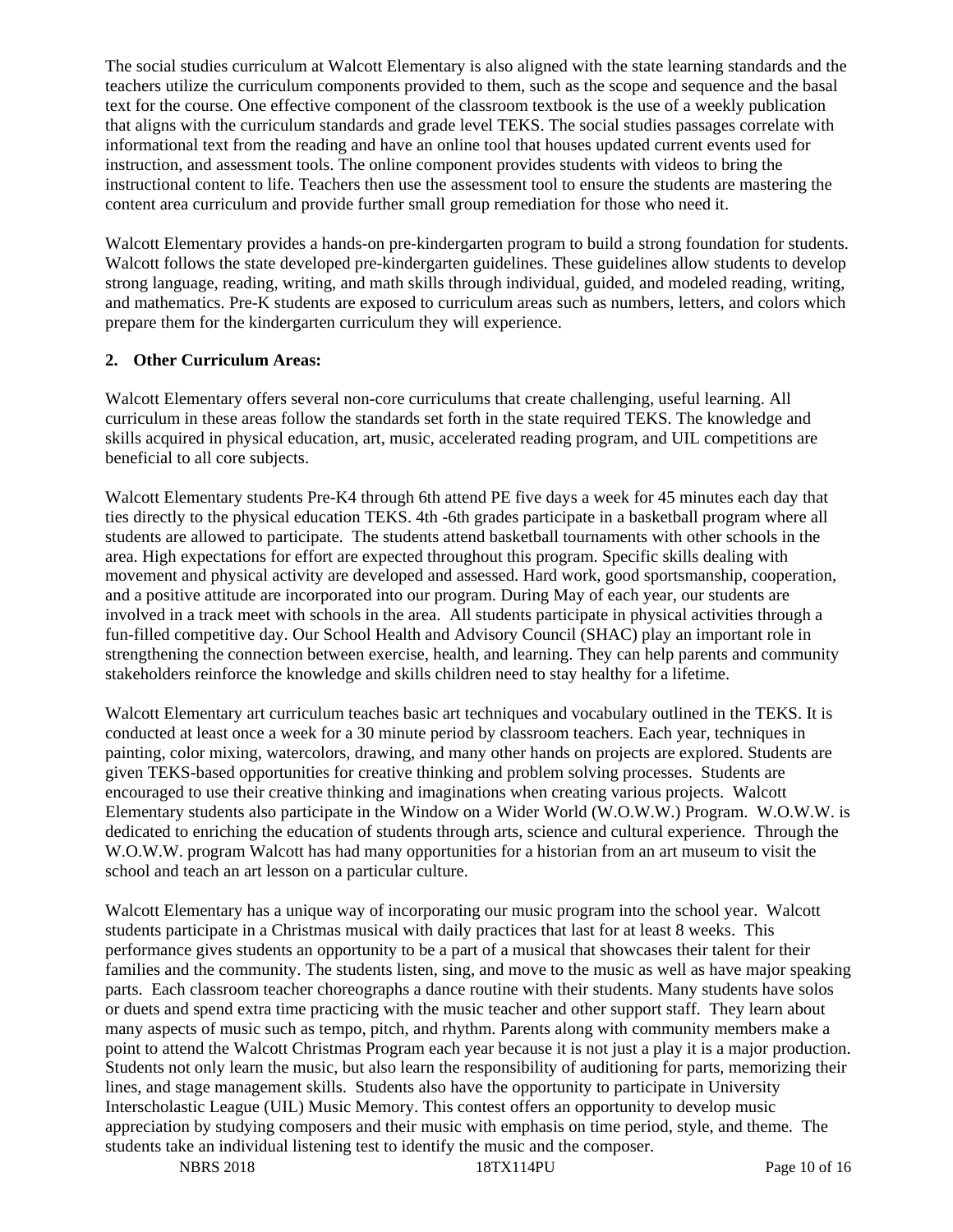The social studies curriculum at Walcott Elementary is also aligned with the state learning standards and the teachers utilize the curriculum components provided to them, such as the scope and sequence and the basal text for the course. One effective component of the classroom textbook is the use of a weekly publication that aligns with the curriculum standards and grade level TEKS. The social studies passages correlate with informational text from the reading and have an online tool that houses updated current events used for instruction, and assessment tools. The online component provides students with videos to bring the instructional content to life. Teachers then use the assessment tool to ensure the students are mastering the content area curriculum and provide further small group remediation for those who need it.

Walcott Elementary provides a hands-on pre-kindergarten program to build a strong foundation for students. Walcott follows the state developed pre-kindergarten guidelines. These guidelines allow students to develop strong language, reading, writing, and math skills through individual, guided, and modeled reading, writing, and mathematics. Pre-K students are exposed to curriculum areas such as numbers, letters, and colors which prepare them for the kindergarten curriculum they will experience.

**2. Other Curriculum Areas:**

Walcott Elementary offers several non-core curriculums that create challenging, useful learning. All curriculum in these areas follow the standards set forth in the state required TEKS. The knowledge and skills acquired in physical education, art, music, accelerated reading program, and UIL competitions are beneficial to all core subjects.

Walcott Elementary students Pre-K4 through 6th attend PE five days a week for 45 minutes each day that ties directly to the physical education TEKS. 4th -6th grades participate in a basketball program where all students are allowed to participate. The students attend basketball tournaments with other schools in the area. High expectations for effort are expected throughout this program. Specific skills dealing with movement and physical activity are developed and assessed. Hard work, good sportsmanship, cooperation, and a positive attitude are incorporated into our program. During May of each year, our students are involved in a track meet with schools in the area. All students participate in physical activities through a fun-filled competitive day. Our School Health and Advisory Council (SHAC) play an important role in strengthening the connection between exercise, health, and learning. They can help parents and community stakeholders reinforce the knowledge and skills children need to stay healthy for a lifetime.

Walcott Elementary art curriculum teaches basic art techniques and vocabulary outlined in the TEKS. It is conducted at least once a week for a 30 minute period by classroom teachers. Each year, techniques in painting, color mixing, watercolors, drawing, and many other hands on projects are explored. Students are given TEKS-based opportunities for creative thinking and problem solving processes. Students are encouraged to use their creative thinking and imaginations when creating various projects. Walcott Elementary students also participate in the Window on a Wider World (W.O.W.W.) Program. W.O.W.W. is dedicated to enriching the education of students through arts, science and cultural experience. Through the W.O.W.W. program Walcott has had many opportunities for a historian from an art museum to visit the school and teach an art lesson on a particular culture.

Walcott Elementary has a unique way of incorporating our music program into the school year. Walcott students participate in a Christmas musical with daily practices that last for at least 8 weeks. This performance gives students an opportunity to be a part of a musical that showcases their talent for their families and the community. The students listen, sing, and move to the music as well as have major speaking parts. Each classroom teacher choreographs a dance routine with their students. Many students have solos or duets and spend extra time practicing with the music teacher and other support staff. They learn about many aspects of music such as tempo, pitch, and rhythm. Parents along with community members make a point to attend the Walcott Christmas Program each year because it is not just a play it is a major production. Students not only learn the music, but also learn the responsibility of auditioning for parts, memorizing their lines, and stage management skills. Students also have the opportunity to participate in University Interscholastic League (UIL) Music Memory. This contest offers an opportunity to develop music appreciation by studying composers and their music with emphasis on time period, style, and theme. The students take an individual listening test to identify the music and the composer.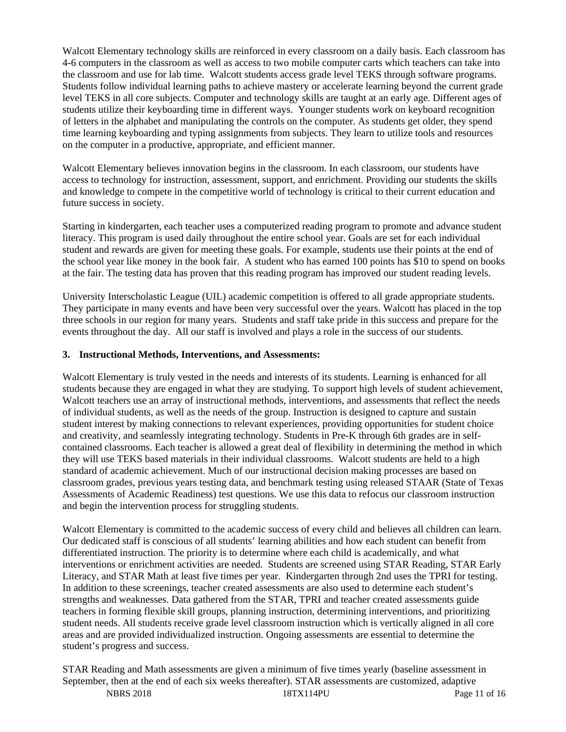Walcott Elementary technology skills are reinforced in every classroom on a daily basis. Each classroom has 4-6 computers in the classroom as well as access to two mobile computer carts which teachers can take into the classroom and use for lab time. Walcott students access grade level TEKS through software programs. Students follow individual learning paths to achieve mastery or accelerate learning beyond the current grade level TEKS in all core subjects. Computer and technology skills are taught at an early age. Different ages of students utilize their keyboarding time in different ways. Younger students work on keyboard recognition of letters in the alphabet and manipulating the controls on the computer. As students get older, they spend time learning keyboarding and typing assignments from subjects. They learn to utilize tools and resources on the computer in a productive, appropriate, and efficient manner.

Walcott Elementary believes innovation begins in the classroom. In each classroom, our students have access to technology for instruction, assessment, support, and enrichment. Providing our students the skills and knowledge to compete in the competitive world of technology is critical to their current education and future success in society.

Starting in kindergarten, each teacher uses a computerized reading program to promote and advance student literacy. This program is used daily throughout the entire school year. Goals are set for each individual student and rewards are given for meeting these goals. For example, students use their points at the end of the school year like money in the book fair. A student who has earned 100 points has $10 to spend on books at the fair. The testing data has proven that this reading program has improved our student reading levels.

University Interscholastic League (UIL) academic competition is offered to all grade appropriate students. They participate in many events and have been very successful over the years. Walcott has placed in the top three schools in our region for many years. Students and staff take pride in this success and prepare for the events throughout the day. All our staff is involved and plays a role in the success of our students.

### 3. Instructional Methods, Interventions, and Assessments:

Walcott Elementary is truly vested in the needs and interests of its students. Learning is enhanced for all students because they are engaged in what they are studying. To support high levels of student achievement, Walcott teachers use an array of instructional methods, interventions, and assessments that reflect the needs of individual students, as well as the needs of the group. Instruction is designed to capture and sustain student interest by making connections to relevant experiences, providing opportunities for student choice and creativity, and seamlessly integrating technology. Students in Pre-K through 6th grades are in self-contained classrooms. Each teacher is allowed a great deal of flexibility in determining the method in which they will use TEKS based materials in their individual classrooms. Walcott students are held to a high standard of academic achievement. Much of our instructional decision making processes are based on classroom grades, previous years testing data, and benchmark testing using released STAAR (State of Texas Assessments of Academic Readiness) test questions. We use this data to refocus our classroom instruction and begin the intervention process for struggling students.

Walcott Elementary is committed to the academic success of every child and believes all children can learn. Our dedicated staff is conscious of all students' learning abilities and how each student can benefit from differentiated instruction. The priority is to determine where each child is academically, and what interventions or enrichment activities are needed. Students are screened using STAR Reading, STAR Early Literacy, and STAR Math at least five times per year. Kindergarten through 2nd uses the TPRI for testing. In addition to these screenings, teacher created assessments are also used to determine each student's strengths and weaknesses. Data gathered from the STAR, TPRI and teacher created assessments guide teachers in forming flexible skill groups, planning instruction, determining interventions, and prioritizing student needs. All students receive grade level classroom instruction which is vertically aligned in all core areas and are provided individualized instruction. Ongoing assessments are essential to determine the student's progress and success.

STAR Reading and Math assessments are given a minimum of five times yearly (baseline assessment in September, then at the end of each six weeks thereafter). STAR assessments are customized, adaptive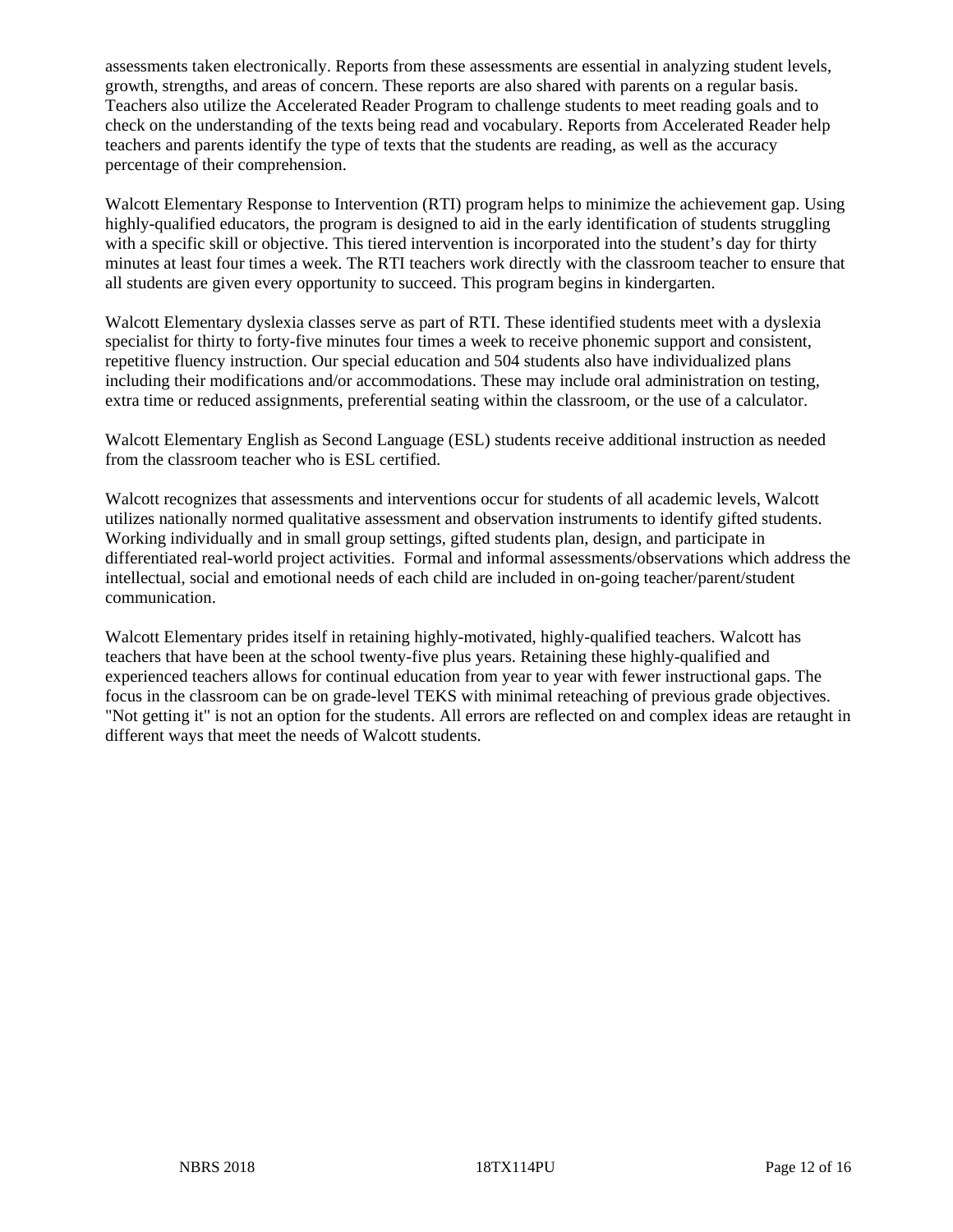assessments taken electronically. Reports from these assessments are essential in analyzing student levels, growth, strengths, and areas of concern. These reports are also shared with parents on a regular basis. Teachers also utilize the Accelerated Reader Program to challenge students to meet reading goals and to check on the understanding of the texts being read and vocabulary. Reports from Accelerated Reader help teachers and parents identify the type of texts that the students are reading, as well as the accuracy percentage of their comprehension.

Walcott Elementary Response to Intervention (RTI) program helps to minimize the achievement gap. Using highly-qualified educators, the program is designed to aid in the early identification of students struggling with a specific skill or objective. This tiered intervention is incorporated into the student's day for thirty minutes at least four times a week. The RTI teachers work directly with the classroom teacher to ensure that all students are given every opportunity to succeed. This program begins in kindergarten.

Walcott Elementary dyslexia classes serve as part of RTI. These identified students meet with a dyslexia specialist for thirty to forty-five minutes four times a week to receive phonemic support and consistent, repetitive fluency instruction. Our special education and 504 students also have individualized plans including their modifications and/or accommodations. These may include oral administration on testing, extra time or reduced assignments, preferential seating within the classroom, or the use of a calculator.

Walcott Elementary English as Second Language (ESL) students receive additional instruction as needed from the classroom teacher who is ESL certified.

Walcott recognizes that assessments and interventions occur for students of all academic levels, Walcott utilizes nationally normed qualitative assessment and observation instruments to identify gifted students. Working individually and in small group settings, gifted students plan, design, and participate in differentiated real-world project activities. Formal and informal assessments/observations which address the intellectual, social and emotional needs of each child are included in on-going teacher/parent/student communication.

Walcott Elementary prides itself in retaining highly-motivated, highly-qualified teachers. Walcott has teachers that have been at the school twenty-five plus years. Retaining these highly-qualified and experienced teachers allows for continual education from year to year with fewer instructional gaps. The focus in the classroom can be on grade-level TEKS with minimal reteaching of previous grade objectives. "Not getting it" is not an option for the students. All errors are reflected on and complex ideas are retaught in different ways that meet the needs of Walcott students.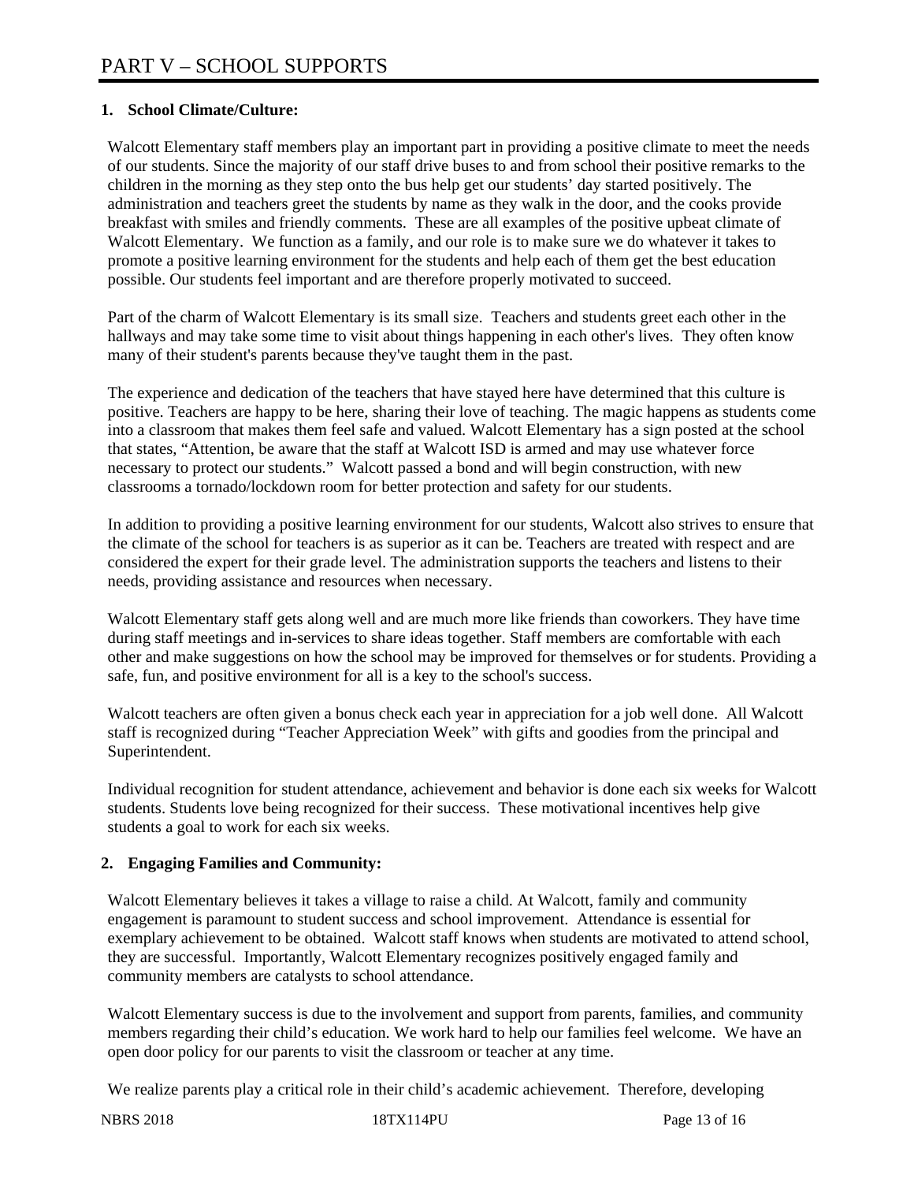# PART V – SCHOOL SUPPORTS

**1. School Climate/Culture:**

Walcott Elementary staff members play an important part in providing a positive climate to meet the needs of our students. Since the majority of our staff drive buses to and from school their positive remarks to the children in the morning as they step onto the bus help get our students' day started positively. The administration and teachers greet the students by name as they walk in the door, and the cooks provide breakfast with smiles and friendly comments. These are all examples of the positive upbeat climate of Walcott Elementary. We function as a family, and our role is to make sure we do whatever it takes to promote a positive learning environment for the students and help each of them get the best education possible. Our students feel important and are therefore properly motivated to succeed.

Part of the charm of Walcott Elementary is its small size. Teachers and students greet each other in the hallways and may take some time to visit about things happening in each other's lives. They often know many of their student's parents because they've taught them in the past.

The experience and dedication of the teachers that have stayed here have determined that this culture is positive. Teachers are happy to be here, sharing their love of teaching. The magic happens as students come into a classroom that makes them feel safe and valued. Walcott Elementary has a sign posted at the school that states, "Attention, be aware that the staff at Walcott ISD is armed and may use whatever force necessary to protect our students." Walcott passed a bond and will begin construction, with new classrooms a tornado/lockdown room for better protection and safety for our students.

In addition to providing a positive learning environment for our students, Walcott also strives to ensure that the climate of the school for teachers is as superior as it can be. Teachers are treated with respect and are considered the expert for their grade level. The administration supports the teachers and listens to their needs, providing assistance and resources when necessary.

Walcott Elementary staff gets along well and are much more like friends than coworkers. They have time during staff meetings and in-services to share ideas together. Staff members are comfortable with each other and make suggestions on how the school may be improved for themselves or for students. Providing a safe, fun, and positive environment for all is a key to the school's success.

Walcott teachers are often given a bonus check each year in appreciation for a job well done. All Walcott staff is recognized during "Teacher Appreciation Week" with gifts and goodies from the principal and Superintendent.

Individual recognition for student attendance, achievement and behavior is done each six weeks for Walcott students. Students love being recognized for their success. These motivational incentives help give students a goal to work for each six weeks.

**2. Engaging Families and Community:**

Walcott Elementary believes it takes a village to raise a child. At Walcott, family and community engagement is paramount to student success and school improvement. Attendance is essential for exemplary achievement to be obtained. Walcott staff knows when students are motivated to attend school, they are successful. Importantly, Walcott Elementary recognizes positively engaged family and community members are catalysts to school attendance.

Walcott Elementary success is due to the involvement and support from parents, families, and community members regarding their child's education. We work hard to help our families feel welcome. We have an open door policy for our parents to visit the classroom or teacher at any time.

We realize parents play a critical role in their child's academic achievement. Therefore, developing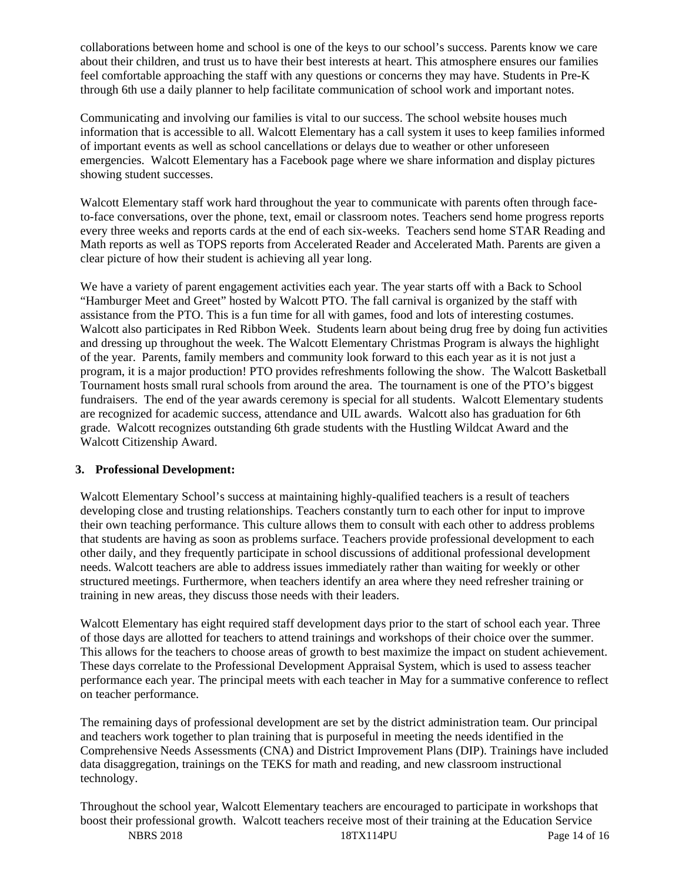collaborations between home and school is one of the keys to our school's success. Parents know we care about their children, and trust us to have their best interests at heart. This atmosphere ensures our families feel comfortable approaching the staff with any questions or concerns they may have. Students in Pre-K through 6th use a daily planner to help facilitate communication of school work and important notes.

Communicating and involving our families is vital to our success. The school website houses much information that is accessible to all. Walcott Elementary has a call system it uses to keep families informed of important events as well as school cancellations or delays due to weather or other unforeseen emergencies. Walcott Elementary has a Facebook page where we share information and display pictures showing student successes.

Walcott Elementary staff work hard throughout the year to communicate with parents often through face-to-face conversations, over the phone, text, email or classroom notes. Teachers send home progress reports every three weeks and reports cards at the end of each six-weeks. Teachers send home STAR Reading and Math reports as well as TOPS reports from Accelerated Reader and Accelerated Math. Parents are given a clear picture of how their student is achieving all year long.

We have a variety of parent engagement activities each year. The year starts off with a Back to School "Hamburger Meet and Greet" hosted by Walcott PTO. The fall carnival is organized by the staff with assistance from the PTO. This is a fun time for all with games, food and lots of interesting costumes. Walcott also participates in Red Ribbon Week. Students learn about being drug free by doing fun activities and dressing up throughout the week. The Walcott Elementary Christmas Program is always the highlight of the year. Parents, family members and community look forward to this each year as it is not just a program, it is a major production! PTO provides refreshments following the show. The Walcott Basketball Tournament hosts small rural schools from around the area. The tournament is one of the PTO's biggest fundraisers. The end of the year awards ceremony is special for all students. Walcott Elementary students are recognized for academic success, attendance and UIL awards. Walcott also has graduation for 6th grade. Walcott recognizes outstanding 6th grade students with the Hustling Wildcat Award and the Walcott Citizenship Award.

**3. Professional Development:**

Walcott Elementary School's success at maintaining highly-qualified teachers is a result of teachers developing close and trusting relationships. Teachers constantly turn to each other for input to improve their own teaching performance. This culture allows them to consult with each other to address problems that students are having as soon as problems surface. Teachers provide professional development to each other daily, and they frequently participate in school discussions of additional professional development needs. Walcott teachers are able to address issues immediately rather than waiting for weekly or other structured meetings. Furthermore, when teachers identify an area where they need refresher training or training in new areas, they discuss those needs with their leaders.

Walcott Elementary has eight required staff development days prior to the start of school each year. Three of those days are allotted for teachers to attend trainings and workshops of their choice over the summer. This allows for the teachers to choose areas of growth to best maximize the impact on student achievement. These days correlate to the Professional Development Appraisal System, which is used to assess teacher performance each year. The principal meets with each teacher in May for a summative conference to reflect on teacher performance.

The remaining days of professional development are set by the district administration team. Our principal and teachers work together to plan training that is purposeful in meeting the needs identified in the Comprehensive Needs Assessments (CNA) and District Improvement Plans (DIP). Trainings have included data disaggregation, trainings on the TEKS for math and reading, and new classroom instructional technology.

Throughout the school year, Walcott Elementary teachers are encouraged to participate in workshops that boost their professional growth. Walcott teachers receive most of their training at the Education Service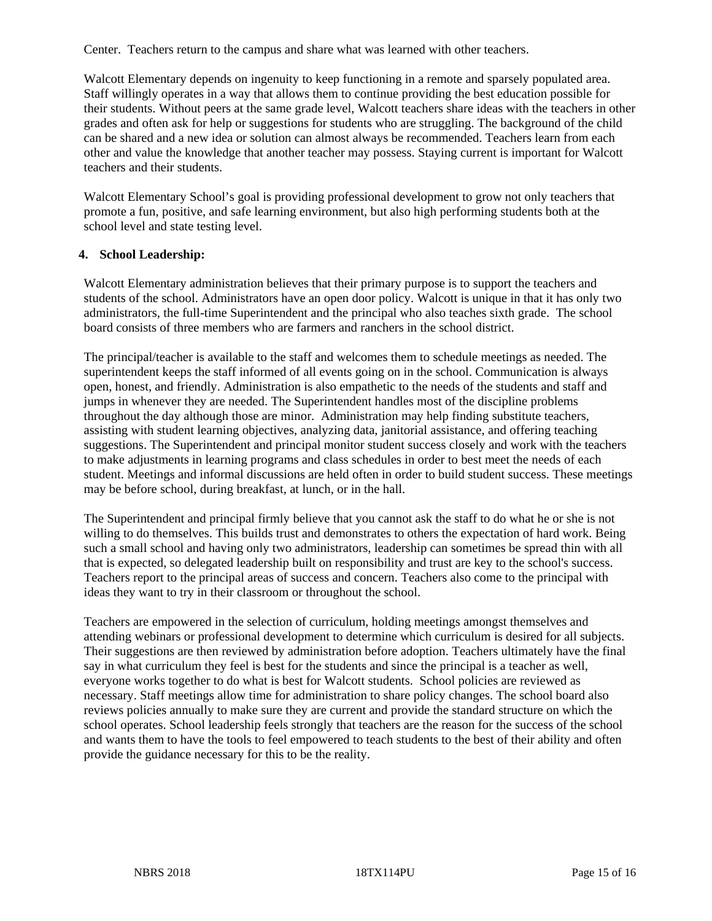Center. Teachers return to the campus and share what was learned with other teachers.

Walcott Elementary depends on ingenuity to keep functioning in a remote and sparsely populated area. Staff willingly operates in a way that allows them to continue providing the best education possible for their students. Without peers at the same grade level, Walcott teachers share ideas with the teachers in other grades and often ask for help or suggestions for students who are struggling. The background of the child can be shared and a new idea or solution can almost always be recommended. Teachers learn from each other and value the knowledge that another teacher may possess. Staying current is important for Walcott teachers and their students.

Walcott Elementary School's goal is providing professional development to grow not only teachers that promote a fun, positive, and safe learning environment, but also high performing students both at the school level and state testing level.

**4. School Leadership:**

Walcott Elementary administration believes that their primary purpose is to support the teachers and students of the school. Administrators have an open door policy. Walcott is unique in that it has only two administrators, the full-time Superintendent and the principal who also teaches sixth grade. The school board consists of three members who are farmers and ranchers in the school district.

The principal/teacher is available to the staff and welcomes them to schedule meetings as needed. The superintendent keeps the staff informed of all events going on in the school. Communication is always open, honest, and friendly. Administration is also empathetic to the needs of the students and staff and jumps in whenever they are needed. The Superintendent handles most of the discipline problems throughout the day although those are minor. Administration may help finding substitute teachers, assisting with student learning objectives, analyzing data, janitorial assistance, and offering teaching suggestions. The Superintendent and principal monitor student success closely and work with the teachers to make adjustments in learning programs and class schedules in order to best meet the needs of each student. Meetings and informal discussions are held often in order to build student success. These meetings may be before school, during breakfast, at lunch, or in the hall.

The Superintendent and principal firmly believe that you cannot ask the staff to do what he or she is not willing to do themselves. This builds trust and demonstrates to others the expectation of hard work. Being such a small school and having only two administrators, leadership can sometimes be spread thin with all that is expected, so delegated leadership built on responsibility and trust are key to the school's success. Teachers report to the principal areas of success and concern. Teachers also come to the principal with ideas they want to try in their classroom or throughout the school.

Teachers are empowered in the selection of curriculum, holding meetings amongst themselves and attending webinars or professional development to determine which curriculum is desired for all subjects. Their suggestions are then reviewed by administration before adoption. Teachers ultimately have the final say in what curriculum they feel is best for the students and since the principal is a teacher as well, everyone works together to do what is best for Walcott students. School policies are reviewed as necessary. Staff meetings allow time for administration to share policy changes. The school board also reviews policies annually to make sure they are current and provide the standard structure on which the school operates. School leadership feels strongly that teachers are the reason for the success of the school and wants them to have the tools to feel empowered to teach students to the best of their ability and often provide the guidance necessary for this to be the reality.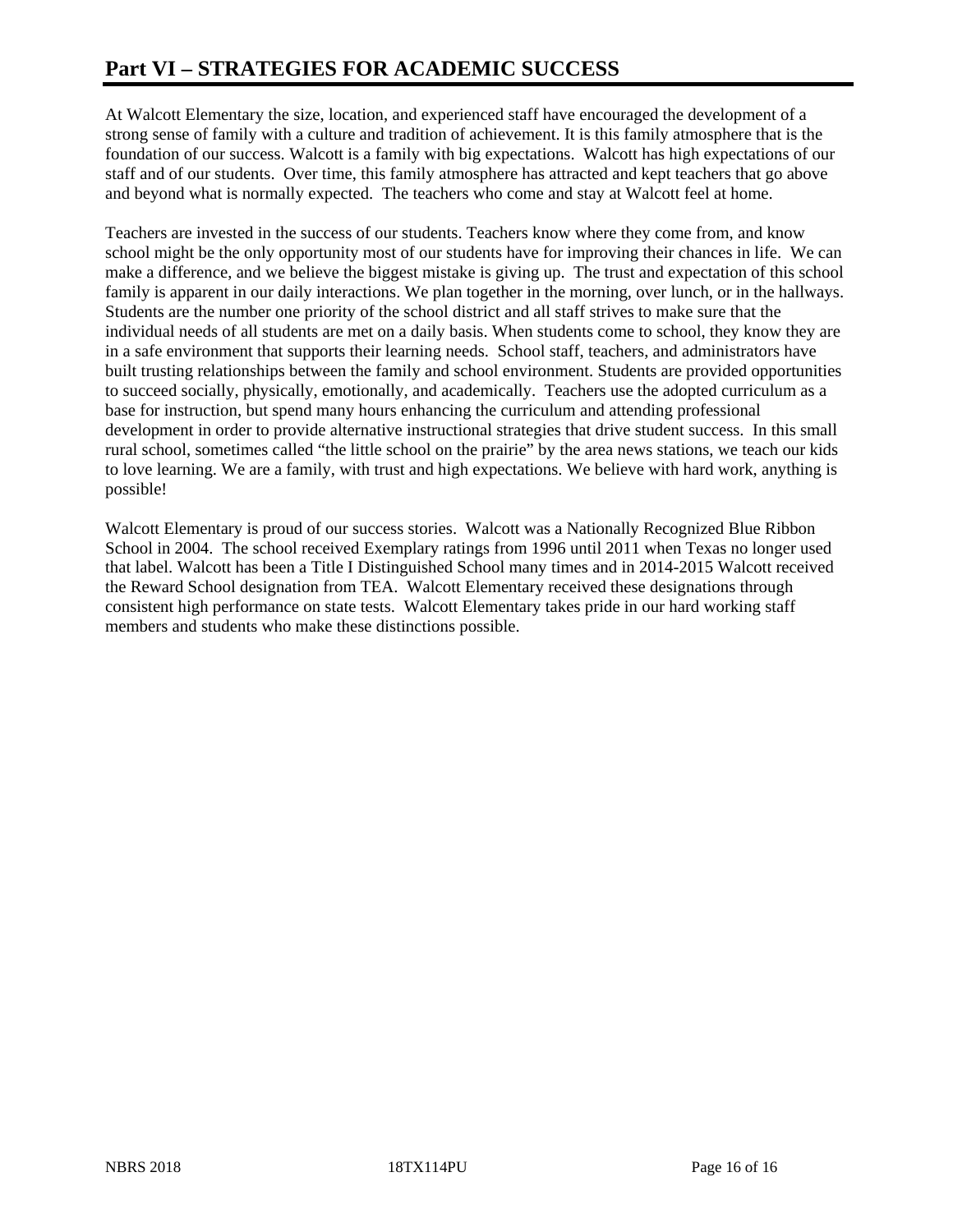# Part VI – STRATEGIES FOR ACADEMIC SUCCESS

At Walcott Elementary the size, location, and experienced staff have encouraged the development of a strong sense of family with a culture and tradition of achievement. It is this family atmosphere that is the foundation of our success. Walcott is a family with big expectations. Walcott has high expectations of our staff and of our students. Over time, this family atmosphere has attracted and kept teachers that go above and beyond what is normally expected. The teachers who come and stay at Walcott feel at home.

Teachers are invested in the success of our students. Teachers know where they come from, and know school might be the only opportunity most of our students have for improving their chances in life. We can make a difference, and we believe the biggest mistake is giving up. The trust and expectation of this school family is apparent in our daily interactions. We plan together in the morning, over lunch, or in the hallways. Students are the number one priority of the school district and all staff strives to make sure that the individual needs of all students are met on a daily basis. When students come to school, they know they are in a safe environment that supports their learning needs. School staff, teachers, and administrators have built trusting relationships between the family and school environment. Students are provided opportunities to succeed socially, physically, emotionally, and academically. Teachers use the adopted curriculum as a base for instruction, but spend many hours enhancing the curriculum and attending professional development in order to provide alternative instructional strategies that drive student success. In this small rural school, sometimes called "the little school on the prairie" by the area news stations, we teach our kids to love learning. We are a family, with trust and high expectations. We believe with hard work, anything is possible!

Walcott Elementary is proud of our success stories. Walcott was a Nationally Recognized Blue Ribbon School in 2004. The school received Exemplary ratings from 1996 until 2011 when Texas no longer used that label. Walcott has been a Title I Distinguished School many times and in 2014-2015 Walcott received the Reward School designation from TEA. Walcott Elementary received these designations through consistent high performance on state tests. Walcott Elementary takes pride in our hard working staff members and students who make these distinctions possible.